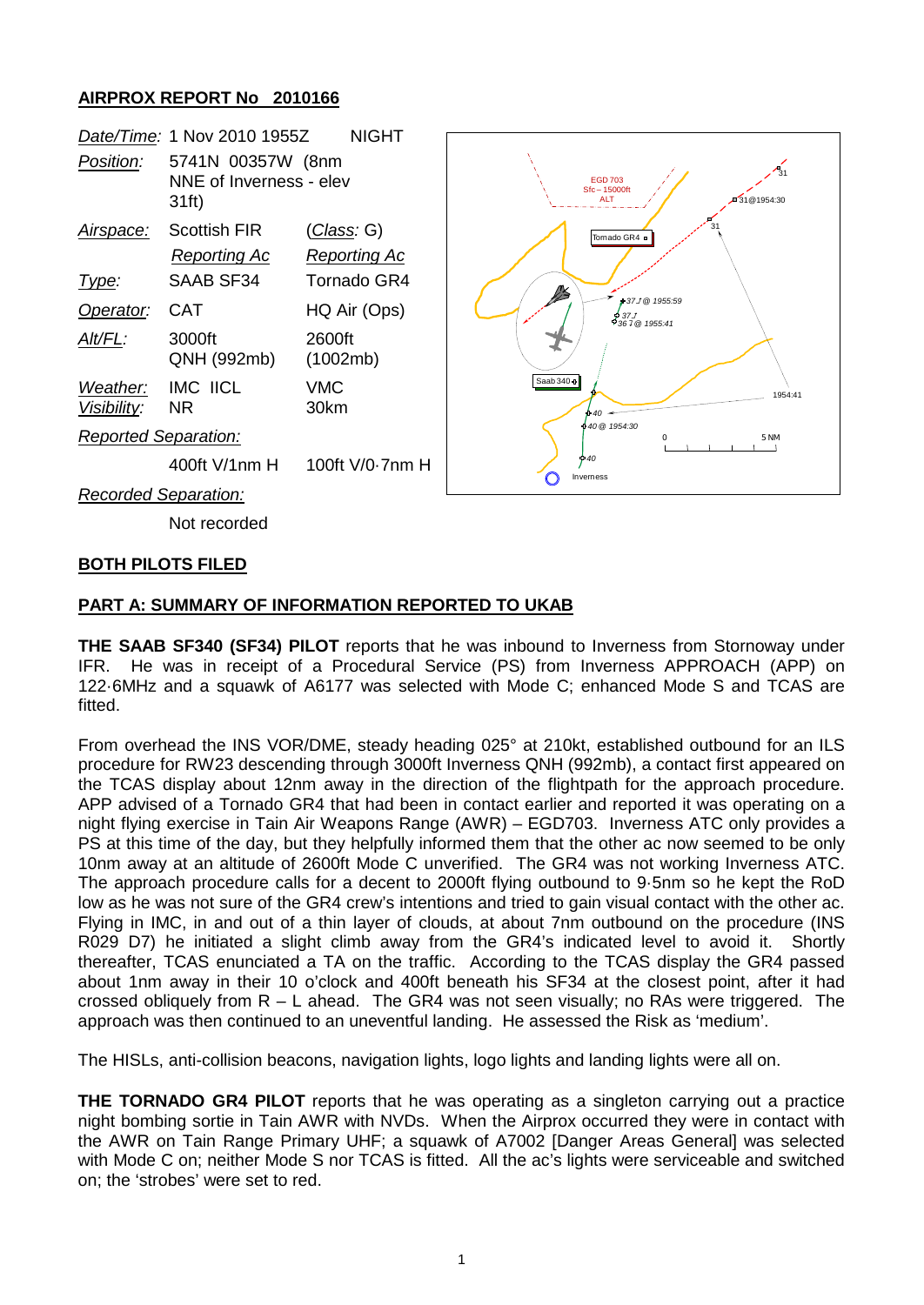## AIRPROX REPORT No 2010166

| | | |
|---|---|---|
| *Date/Time:* | 1 Nov 2010 1955Z | NIGHT |
| *Position:* | 5741N 00357W (8nm NNE of Inverness - elev 31ft) | |
| *Airspace:* | Scottish FIR | (*Class*: G) |
| | *Reporting Ac* | *Reporting Ac* |
| *Type:* | SAAB SF34 | Tornado GR4 |
| *Operator:* | CAT | HQ Air (Ops) |
| *Alt/FL:* | 3000ft QNH (992mb) | 2600ft (1002mb) |
| *Weather:* | IMC IICL | VMC |
| *Visibility:* | NR | 30km |
| *Reported Separation:* | | |
| | 400ft V/1nm H | 100ft V/0·7nm H |
| *Recorded Separation:* | | |
| | Not recorded | |

EGD 703
Sfc – 15000ft
ALT
Tornado GR4
31
31@1954:30
31
37↓@ 1955:59
37↓
36↓@ 1955:41
Saab 340
1954:41
40
40 @ 1954:30
40
Inverness
0
5 NM

**BOTH PILOTS FILED**

**PART A: SUMMARY OF INFORMATION REPORTED TO UKAB**

**THE SAAB SF340 (SF34) PILOT** reports that he was inbound to Inverness from Stornoway under IFR. He was in receipt of a Procedural Service (PS) from Inverness APPROACH (APP) on 122·6MHz and a squawk of A6177 was selected with Mode C; enhanced Mode S and TCAS are fitted.

From overhead the INS VOR/DME, steady heading 025° at 210kt, established outbound for an ILS procedure for RW23 descending through 3000ft Inverness QNH (992mb), a contact first appeared on the TCAS display about 12nm away in the direction of the flightpath for the approach procedure. APP advised of a Tornado GR4 that had been in contact earlier and reported it was operating on a night flying exercise in Tain Air Weapons Range (AWR) – EGD703. Inverness ATC only provides a PS at this time of the day, but they helpfully informed them that the other ac now seemed to be only 10nm away at an altitude of 2600ft Mode C unverified. The GR4 was not working Inverness ATC. The approach procedure calls for a decent to 2000ft flying outbound to 9·5nm so he kept the RoD low as he was not sure of the GR4 crew's intentions and tried to gain visual contact with the other ac. Flying in IMC, in and out of a thin layer of clouds, at about 7nm outbound on the procedure (INS R029 D7) he initiated a slight climb away from the GR4's indicated level to avoid it. Shortly thereafter, TCAS enunciated a TA on the traffic. According to the TCAS display the GR4 passed about 1nm away in their 10 o'clock and 400ft beneath his SF34 at the closest point, after it had crossed obliquely from R – L ahead. The GR4 was not seen visually; no RAs were triggered. The approach was then continued to an uneventful landing. He assessed the Risk as 'medium'.

The HISLs, anti-collision beacons, navigation lights, logo lights and landing lights were all on.

**THE TORNADO GR4 PILOT** reports that he was operating as a singleton carrying out a practice night bombing sortie in Tain AWR with NVDs. When the Airprox occurred they were in contact with the AWR on Tain Range Primary UHF; a squawk of A7002 [Danger Areas General] was selected with Mode C on; neither Mode S nor TCAS is fitted. All the ac's lights were serviceable and switched on; the 'strobes' were set to red.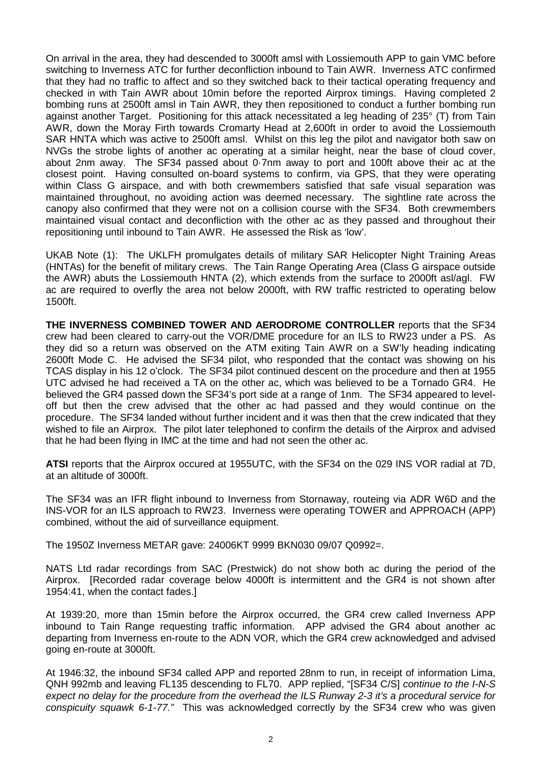On arrival in the area, they had descended to 3000ft amsl with Lossiemouth APP to gain VMC before switching to Inverness ATC for further deconfliction inbound to Tain AWR. Inverness ATC confirmed that they had no traffic to affect and so they switched back to their tactical operating frequency and checked in with Tain AWR about 10min before the reported Airprox timings. Having completed 2 bombing runs at 2500ft amsl in Tain AWR, they then repositioned to conduct a further bombing run against another Target. Positioning for this attack necessitated a leg heading of 235° (T) from Tain AWR, down the Moray Firth towards Cromarty Head at 2,600ft in order to avoid the Lossiemouth SAR HNTA which was active to 2500ft amsl. Whilst on this leg the pilot and navigator both saw on NVGs the strobe lights of another ac operating at a similar height, near the base of cloud cover, about 2nm away. The SF34 passed about 0·7nm away to port and 100ft above their ac at the closest point. Having consulted on-board systems to confirm, via GPS, that they were operating within Class G airspace, and with both crewmembers satisfied that safe visual separation was maintained throughout, no avoiding action was deemed necessary. The sightline rate across the canopy also confirmed that they were not on a collision course with the SF34. Both crewmembers maintained visual contact and deconfliction with the other ac as they passed and throughout their repositioning until inbound to Tain AWR. He assessed the Risk as 'low'.

UKAB Note (1): The UKLFH promulgates details of military SAR Helicopter Night Training Areas (HNTAs) for the benefit of military crews. The Tain Range Operating Area (Class G airspace outside the AWR) abuts the Lossiemouth HNTA (2), which extends from the surface to 2000ft asl/agl. FW ac are required to overfly the area not below 2000ft, with RW traffic restricted to operating below 1500ft.

**THE INVERNESS COMBINED TOWER AND AERODROME CONTROLLER** reports that the SF34 crew had been cleared to carry-out the VOR/DME procedure for an ILS to RW23 under a PS. As they did so a return was observed on the ATM exiting Tain AWR on a SW'ly heading indicating 2600ft Mode C. He advised the SF34 pilot, who responded that the contact was showing on his TCAS display in his 12 o'clock. The SF34 pilot continued descent on the procedure and then at 1955 UTC advised he had received a TA on the other ac, which was believed to be a Tornado GR4. He believed the GR4 passed down the SF34's port side at a range of 1nm. The SF34 appeared to level-off but then the crew advised that the other ac had passed and they would continue on the procedure. The SF34 landed without further incident and it was then that the crew indicated that they wished to file an Airprox. The pilot later telephoned to confirm the details of the Airprox and advised that he had been flying in IMC at the time and had not seen the other ac.

**ATSI** reports that the Airprox occured at 1955UTC, with the SF34 on the 029 INS VOR radial at 7D, at an altitude of 3000ft.

The SF34 was an IFR flight inbound to Inverness from Stornaway, routeing via ADR W6D and the INS-VOR for an ILS approach to RW23. Inverness were operating TOWER and APPROACH (APP) combined, without the aid of surveillance equipment.

The 1950Z Inverness METAR gave: 24006KT 9999 BKN030 09/07 Q0992=.

NATS Ltd radar recordings from SAC (Prestwick) do not show both ac during the period of the Airprox. [Recorded radar coverage below 4000ft is intermittent and the GR4 is not shown after 1954:41, when the contact fades.]

At 1939:20, more than 15min before the Airprox occurred, the GR4 crew called Inverness APP inbound to Tain Range requesting traffic information. APP advised the GR4 about another ac departing from Inverness en-route to the ADN VOR, which the GR4 crew acknowledged and advised going en-route at 3000ft.

At 1946:32, the inbound SF34 called APP and reported 28nm to run, in receipt of information Lima, QNH 992mb and leaving FL135 descending to FL70. APP replied, "[SF34 C/S] *continue to the I-N-S expect no delay for the procedure from the overhead the ILS Runway 2-3 it's a procedural service for conspicuity squawk 6-1-77."* This was acknowledged correctly by the SF34 crew who was given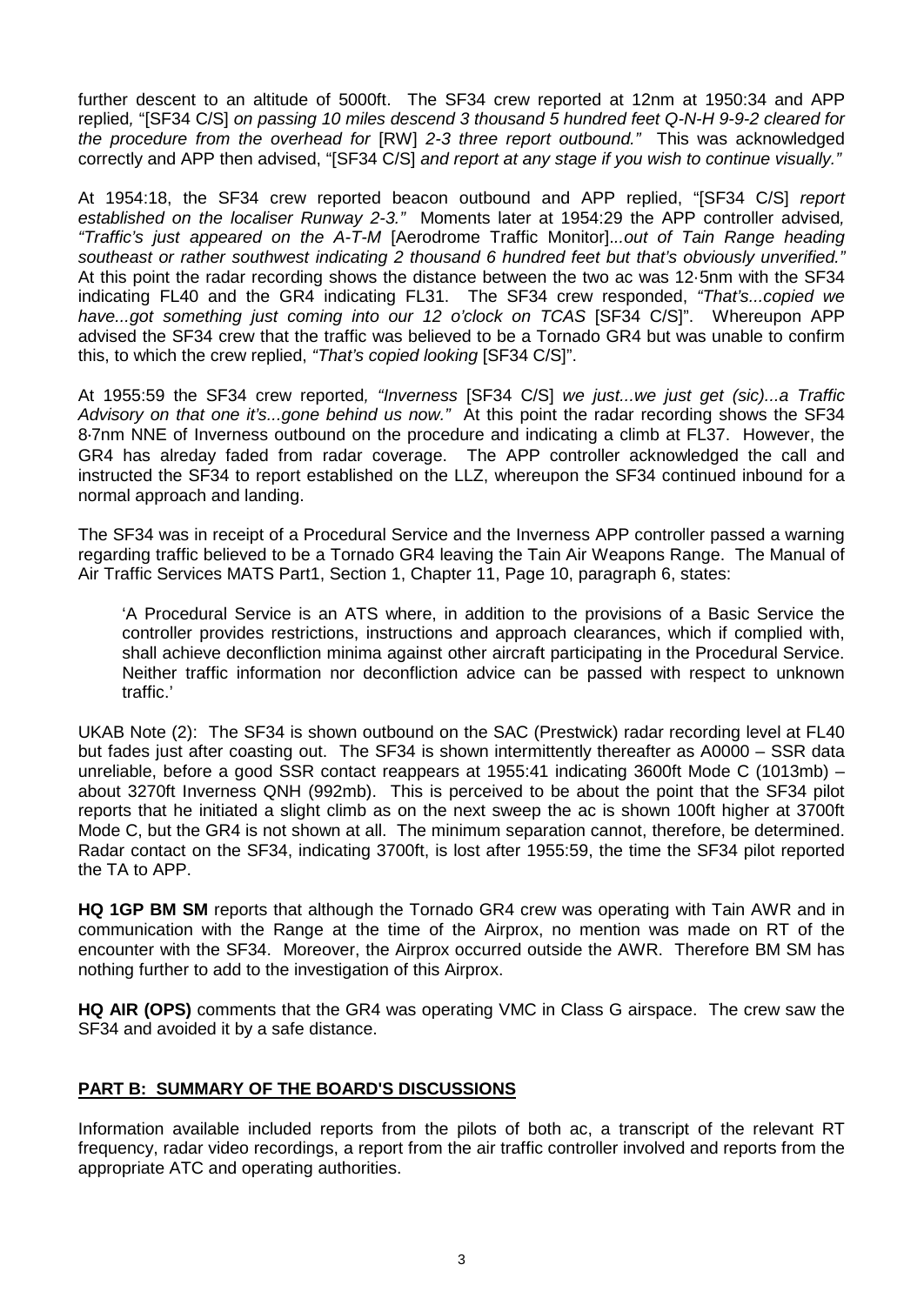further descent to an altitude of 5000ft. The SF34 crew reported at 12nm at 1950:34 and APP replied, "[SF34 C/S] *on passing 10 miles descend 3 thousand 5 hundred feet Q-N-H 9-9-2 cleared for the procedure from the overhead for* [RW] *2-3 three report outbound."* This was acknowledged correctly and APP then advised, "[SF34 C/S] *and report at any stage if you wish to continue visually."*

At 1954:18, the SF34 crew reported beacon outbound and APP replied, "[SF34 C/S] *report established on the localiser Runway 2-3."* Moments later at 1954:29 the APP controller advised, *"Traffic's just appeared on the A-T-M* [Aerodrome Traffic Monitor]...*out of Tain Range heading southeast or rather southwest indicating 2 thousand 6 hundred feet but that's obviously unverified."* At this point the radar recording shows the distance between the two ac was 12·5nm with the SF34 indicating FL40 and the GR4 indicating FL31. The SF34 crew responded, *"That's...copied we have...got something just coming into our 12 o'clock on TCAS* [SF34 C/S]". Whereupon APP advised the SF34 crew that the traffic was believed to be a Tornado GR4 but was unable to confirm this, to which the crew replied, *"That's copied looking* [SF34 C/S]".

At 1955:59 the SF34 crew reported, *"Inverness* [SF34 C/S] *we just...we just get (sic)...a Traffic Advisory on that one it's...gone behind us now."* At this point the radar recording shows the SF34 8·7nm NNE of Inverness outbound on the procedure and indicating a climb at FL37. However, the GR4 has alreday faded from radar coverage. The APP controller acknowledged the call and instructed the SF34 to report established on the LLZ, whereupon the SF34 continued inbound for a normal approach and landing.

The SF34 was in receipt of a Procedural Service and the Inverness APP controller passed a warning regarding traffic believed to be a Tornado GR4 leaving the Tain Air Weapons Range. The Manual of Air Traffic Services MATS Part1, Section 1, Chapter 11, Page 10, paragraph 6, states:

> 'A Procedural Service is an ATS where, in addition to the provisions of a Basic Service the controller provides restrictions, instructions and approach clearances, which if complied with, shall achieve deconfliction minima against other aircraft participating in the Procedural Service. Neither traffic information nor deconfliction advice can be passed with respect to unknown traffic.'

UKAB Note (2): The SF34 is shown outbound on the SAC (Prestwick) radar recording level at FL40 but fades just after coasting out. The SF34 is shown intermittently thereafter as A0000 – SSR data unreliable, before a good SSR contact reappears at 1955:41 indicating 3600ft Mode C (1013mb) – about 3270ft Inverness QNH (992mb). This is perceived to be about the point that the SF34 pilot reports that he initiated a slight climb as on the next sweep the ac is shown 100ft higher at 3700ft Mode C, but the GR4 is not shown at all. The minimum separation cannot, therefore, be determined. Radar contact on the SF34, indicating 3700ft, is lost after 1955:59, the time the SF34 pilot reported the TA to APP.

**HQ 1GP BM SM** reports that although the Tornado GR4 crew was operating with Tain AWR and in communication with the Range at the time of the Airprox, no mention was made on RT of the encounter with the SF34. Moreover, the Airprox occurred outside the AWR. Therefore BM SM has nothing further to add to the investigation of this Airprox.

**HQ AIR (OPS)** comments that the GR4 was operating VMC in Class G airspace. The crew saw the SF34 and avoided it by a safe distance.

## PART B: SUMMARY OF THE BOARD'S DISCUSSIONS

Information available included reports from the pilots of both ac, a transcript of the relevant RT frequency, radar video recordings, a report from the air traffic controller involved and reports from the appropriate ATC and operating authorities.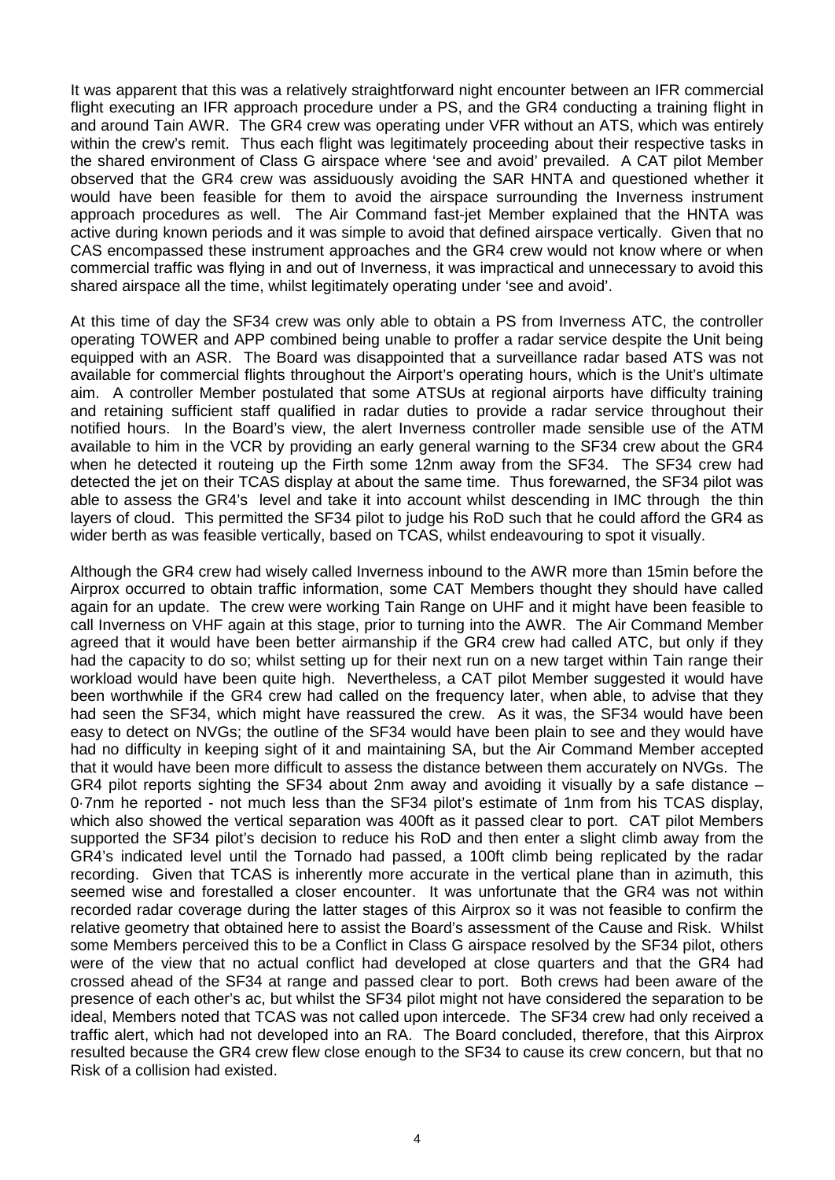It was apparent that this was a relatively straightforward night encounter between an IFR commercial flight executing an IFR approach procedure under a PS, and the GR4 conducting a training flight in and around Tain AWR. The GR4 crew was operating under VFR without an ATS, which was entirely within the crew's remit. Thus each flight was legitimately proceeding about their respective tasks in the shared environment of Class G airspace where 'see and avoid' prevailed. A CAT pilot Member observed that the GR4 crew was assiduously avoiding the SAR HNTA and questioned whether it would have been feasible for them to avoid the airspace surrounding the Inverness instrument approach procedures as well. The Air Command fast-jet Member explained that the HNTA was active during known periods and it was simple to avoid that defined airspace vertically. Given that no CAS encompassed these instrument approaches and the GR4 crew would not know where or when commercial traffic was flying in and out of Inverness, it was impractical and unnecessary to avoid this shared airspace all the time, whilst legitimately operating under 'see and avoid'.

At this time of day the SF34 crew was only able to obtain a PS from Inverness ATC, the controller operating TOWER and APP combined being unable to proffer a radar service despite the Unit being equipped with an ASR. The Board was disappointed that a surveillance radar based ATS was not available for commercial flights throughout the Airport's operating hours, which is the Unit's ultimate aim. A controller Member postulated that some ATSUs at regional airports have difficulty training and retaining sufficient staff qualified in radar duties to provide a radar service throughout their notified hours. In the Board's view, the alert Inverness controller made sensible use of the ATM available to him in the VCR by providing an early general warning to the SF34 crew about the GR4 when he detected it routeing up the Firth some 12nm away from the SF34. The SF34 crew had detected the jet on their TCAS display at about the same time. Thus forewarned, the SF34 pilot was able to assess the GR4's level and take it into account whilst descending in IMC through the thin layers of cloud. This permitted the SF34 pilot to judge his RoD such that he could afford the GR4 as wider berth as was feasible vertically, based on TCAS, whilst endeavouring to spot it visually.

Although the GR4 crew had wisely called Inverness inbound to the AWR more than 15min before the Airprox occurred to obtain traffic information, some CAT Members thought they should have called again for an update. The crew were working Tain Range on UHF and it might have been feasible to call Inverness on VHF again at this stage, prior to turning into the AWR. The Air Command Member agreed that it would have been better airmanship if the GR4 crew had called ATC, but only if they had the capacity to do so; whilst setting up for their next run on a new target within Tain range their workload would have been quite high. Nevertheless, a CAT pilot Member suggested it would have been worthwhile if the GR4 crew had called on the frequency later, when able, to advise that they had seen the SF34, which might have reassured the crew. As it was, the SF34 would have been easy to detect on NVGs; the outline of the SF34 would have been plain to see and they would have had no difficulty in keeping sight of it and maintaining SA, but the Air Command Member accepted that it would have been more difficult to assess the distance between them accurately on NVGs. The GR4 pilot reports sighting the SF34 about 2nm away and avoiding it visually by a safe distance – 0·7nm he reported - not much less than the SF34 pilot's estimate of 1nm from his TCAS display, which also showed the vertical separation was 400ft as it passed clear to port. CAT pilot Members supported the SF34 pilot's decision to reduce his RoD and then enter a slight climb away from the GR4's indicated level until the Tornado had passed, a 100ft climb being replicated by the radar recording. Given that TCAS is inherently more accurate in the vertical plane than in azimuth, this seemed wise and forestalled a closer encounter. It was unfortunate that the GR4 was not within recorded radar coverage during the latter stages of this Airprox so it was not feasible to confirm the relative geometry that obtained here to assist the Board's assessment of the Cause and Risk. Whilst some Members perceived this to be a Conflict in Class G airspace resolved by the SF34 pilot, others were of the view that no actual conflict had developed at close quarters and that the GR4 had crossed ahead of the SF34 at range and passed clear to port. Both crews had been aware of the presence of each other's ac, but whilst the SF34 pilot might not have considered the separation to be ideal, Members noted that TCAS was not called upon intercede. The SF34 crew had only received a traffic alert, which had not developed into an RA. The Board concluded, therefore, that this Airprox resulted because the GR4 crew flew close enough to the SF34 to cause its crew concern, but that no Risk of a collision had existed.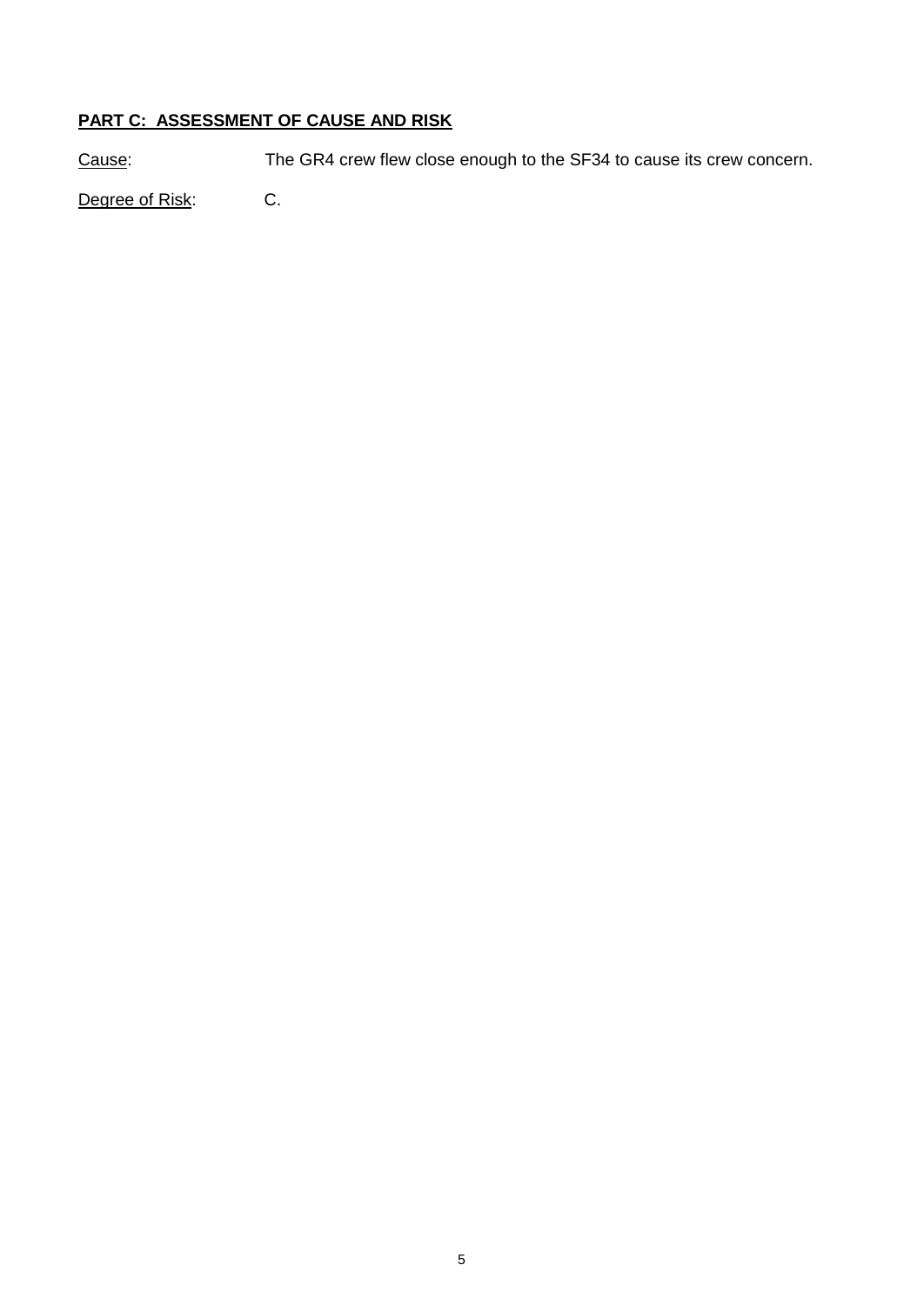## PART C: ASSESSMENT OF CAUSE AND RISK

Cause: The GR4 crew flew close enough to the SF34 to cause its crew concern.

Degree of Risk: C.